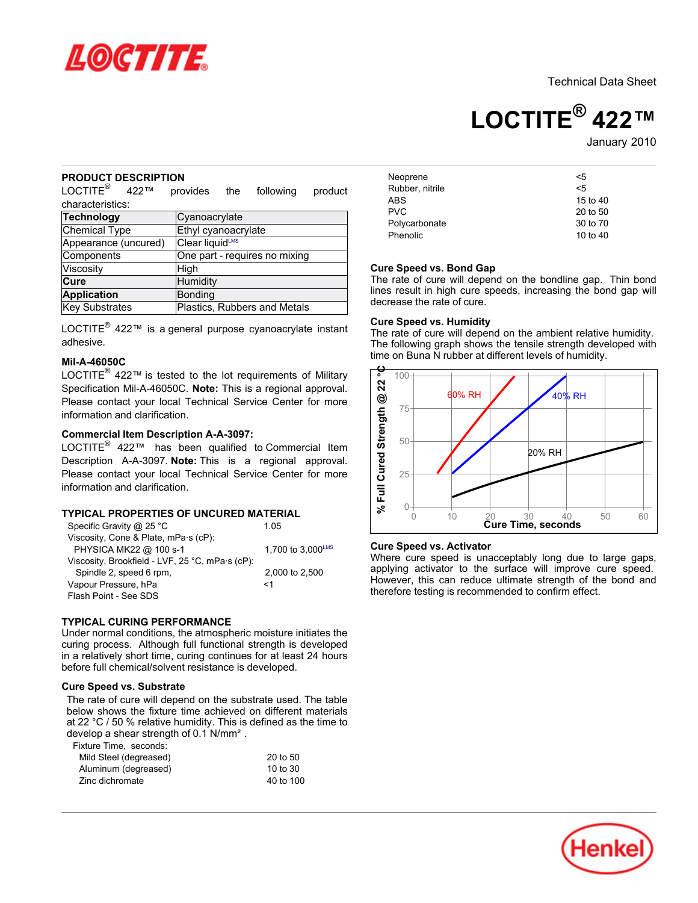Technical Data Sheet

# LOCTITE® 422™

January 2010

## PRODUCT DESCRIPTION

LOCTITE® 422™ provides the following product characteristics:

| **Technology** | Cyanoacrylate |
|---|---|
| Chemical Type | Ethyl cyanoacrylate |
| Appearance (uncured) | Clear liquid[LMS] |
| Components | One part - requires no mixing |
| Viscosity | High |
| **Cure** | Humidity |
| **Application** | Bonding |
| Key Substrates | Plastics, Rubbers and Metals |

LOCTITE® 422™ is a general purpose cyanoacrylate instant adhesive.

### Mil-A-46050C

LOCTITE® 422™ is tested to the lot requirements of Military Specification Mil-A-46050C. **Note:** This is a regional approval. Please contact your local Technical Service Center for more information and clarification.

### Commercial Item Description A-A-3097:

LOCTITE® 422™ has been qualified to Commercial Item Description A-A-3097. **Note:** This is a regional approval. Please contact your local Technical Service Center for more information and clarification.

## TYPICAL PROPERTIES OF UNCURED MATERIAL

| | |
|---|---|
| Specific Gravity @ 25 °C | 1.05 |
| Viscosity, Cone & Plate, mPa·s (cP): | |
| PHYSICA MK22 @ 100 s-1 | 1,700 to 3,000[LMS] |
| Viscosity, Brookfield - LVF, 25 °C, mPa·s (cP): | |
| Spindle 2, speed 6 rpm, | 2,000 to 2,500 |
| Vapour Pressure, hPa | <1 |
| Flash Point - See SDS | |

## TYPICAL CURING PERFORMANCE

Under normal conditions, the atmospheric moisture initiates the curing process. Although full functional strength is developed in a relatively short time, curing continues for at least 24 hours before full chemical/solvent resistance is developed.

### Cure Speed vs. Substrate

The rate of cure will depend on the substrate used. The table below shows the fixture time achieved on different materials at 22 °C / 50 % relative humidity. This is defined as the time to develop a shear strength of 0.1 N/mm².

| Fixture Time, seconds: | |
|---|---|
| Mild Steel (degreased) | 20 to 50 |
| Aluminum (degreased) | 10 to 30 |
| Zinc dichromate | 40 to 100 |
| Neoprene | <5 |
| Rubber, nitrile | <5 |
| ABS | 15 to 40 |
| PVC | 20 to 50 |
| Polycarbonate | 30 to 70 |
| Phenolic | 10 to 40 |

### Cure Speed vs. Bond Gap

The rate of cure will depend on the bondline gap. Thin bond lines result in high cure speeds, increasing the bond gap will decrease the rate of cure.

### Cure Speed vs. Humidity

The rate of cure will depend on the ambient relative humidity. The following graph shows the tensile strength developed with time on Buna N rubber at different levels of humidity.

% Full Cured Strength @ 22 °C vs. Cure Time, seconds (curves: 60% RH, 40% RH, 20% RH)

### Cure Speed vs. Activator

Where cure speed is unacceptably long due to large gaps, applying activator to the surface will improve cure speed. However, this can reduce ultimate strength of the bond and therefore testing is recommended to confirm effect.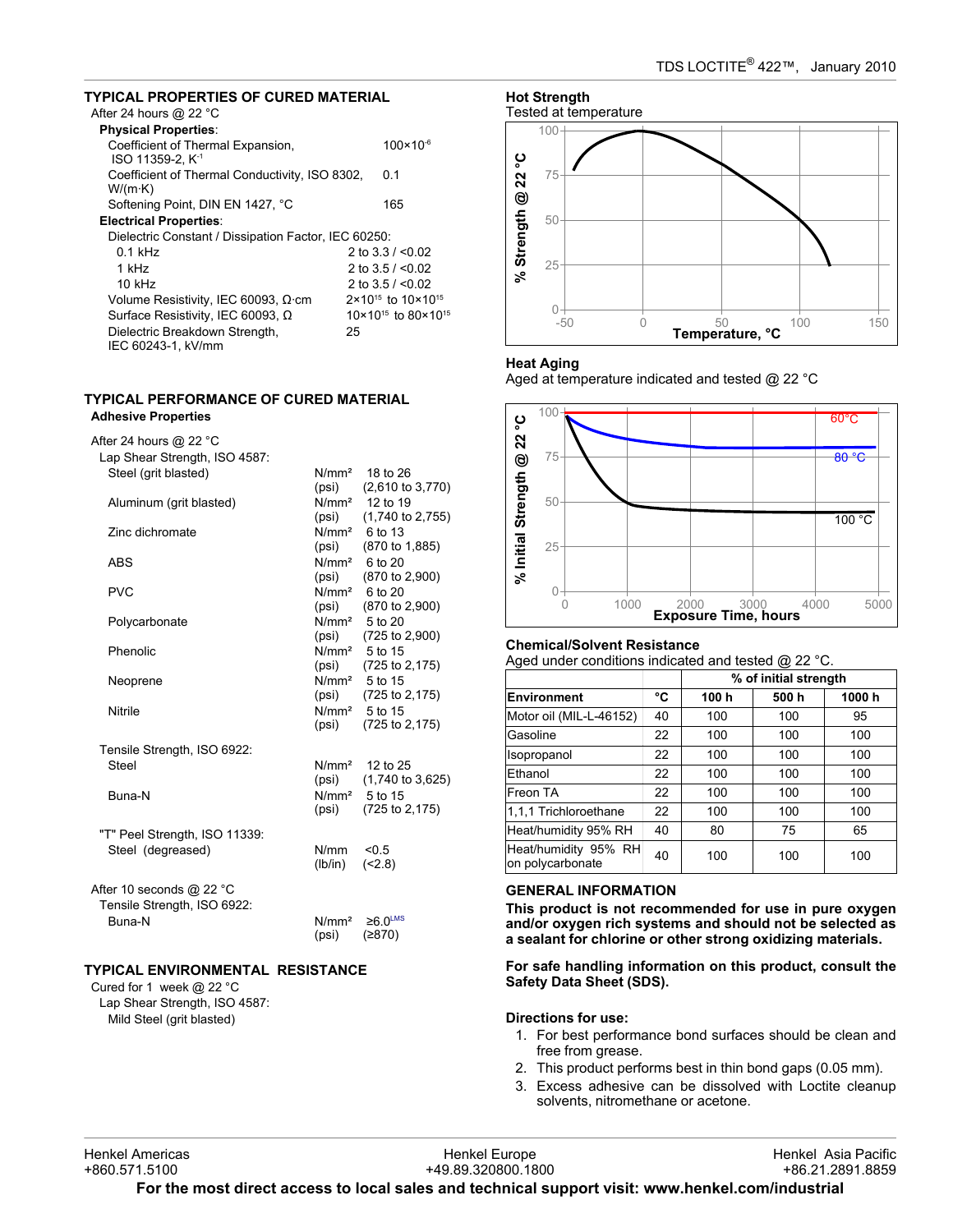## TYPICAL PROPERTIES OF CURED MATERIAL

After 24 hours @ 22 °C

**Physical Properties**:

| | |
|---|---|
| Coefficient of Thermal Expansion, ISO 11359-2, $K^{-1}$ | $100\times10^{-6}$ |
| Coefficient of Thermal Conductivity, ISO 8302, W/(m·K) | 0.1 |
| Softening Point, DIN EN 1427, °C | 165 |

**Electrical Properties**:

| | |
|---|---|
| Dielectric Constant / Dissipation Factor, IEC 60250: | |
| 0.1 kHz | 2 to 3.3 / <0.02 |
| 1 kHz | 2 to 3.5 / <0.02 |
| 10 kHz | 2 to 3.5 / <0.02 |
| Volume Resistivity, IEC 60093, Ω·cm | $2\times10^{15}$ to $10\times10^{15}$ |
| Surface Resistivity, IEC 60093, Ω | $10\times10^{15}$ to $80\times10^{15}$ |
| Dielectric Breakdown Strength, IEC 60243-1, kV/mm | 25 |

## TYPICAL PERFORMANCE OF CURED MATERIAL

### Adhesive Properties

After 24 hours @ 22 °C

Lap Shear Strength, ISO 4587:

| | | |
|---|---|---|
| Steel (grit blasted) | N/mm² (psi) | 18 to 26 (2,610 to 3,770) |
| Aluminum (grit blasted) | N/mm² (psi) | 12 to 19 (1,740 to 2,755) |
| Zinc dichromate | N/mm² (psi) | 6 to 13 (870 to 1,885) |
| ABS | N/mm² (psi) | 6 to 20 (870 to 2,900) |
| PVC | N/mm² (psi) | 6 to 20 (870 to 2,900) |
| Polycarbonate | N/mm² (psi) | 5 to 20 (725 to 2,900) |
| Phenolic | N/mm² (psi) | 5 to 15 (725 to 2,175) |
| Neoprene | N/mm² (psi) | 5 to 15 (725 to 2,175) |
| Nitrile | N/mm² (psi) | 5 to 15 (725 to 2,175) |

Tensile Strength, ISO 6922:

| | | |
|---|---|---|
| Steel | N/mm² (psi) | 12 to 25 (1,740 to 3,625) |
| Buna-N | N/mm² (psi) | 5 to 15 (725 to 2,175) |

"T" Peel Strength, ISO 11339:

| | | |
|---|---|---|
| Steel (degreased) | N/mm (lb/in) | <0.5 (<2.8) |

After 10 seconds @ 22 °C

Tensile Strength, ISO 6922:

| | | |
|---|---|---|
| Buna-N | N/mm² (psi) | ≥6.0[LMS] (≥870) |

## TYPICAL ENVIRONMENTAL RESISTANCE

Cured for 1 week @ 22 °C

Lap Shear Strength, ISO 4587:

Mild Steel (grit blasted)

### Hot Strength

Tested at temperature

### Heat Aging

Aged at temperature indicated and tested @ 22 °C

### Chemical/Solvent Resistance

Aged under conditions indicated and tested @ 22 °C.

| | | % of initial strength | | |
|---|---|---|---|---|
| Environment | °C | 100 h | 500 h | 1000 h |
| Motor oil (MIL-L-46152) | 40 | 100 | 100 | 95 |
| Gasoline | 22 | 100 | 100 | 100 |
| Isopropanol | 22 | 100 | 100 | 100 |
| Ethanol | 22 | 100 | 100 | 100 |
| Freon TA | 22 | 100 | 100 | 100 |
| 1,1,1 Trichloroethane | 22 | 100 | 100 | 100 |
| Heat/humidity 95% RH | 40 | 80 | 75 | 65 |
| Heat/humidity 95% RH on polycarbonate | 40 | 100 | 100 | 100 |

## GENERAL INFORMATION

**This product is not recommended for use in pure oxygen and/or oxygen rich systems and should not be selected as a sealant for chlorine or other strong oxidizing materials.**

**For safe handling information on this product, consult the Safety Data Sheet (SDS).**

**Directions for use:**

1. For best performance bond surfaces should be clean and free from grease.
2. This product performs best in thin bond gaps (0.05 mm).
3. Excess adhesive can be dissolved with Loctite cleanup solvents, nitromethane or acetone.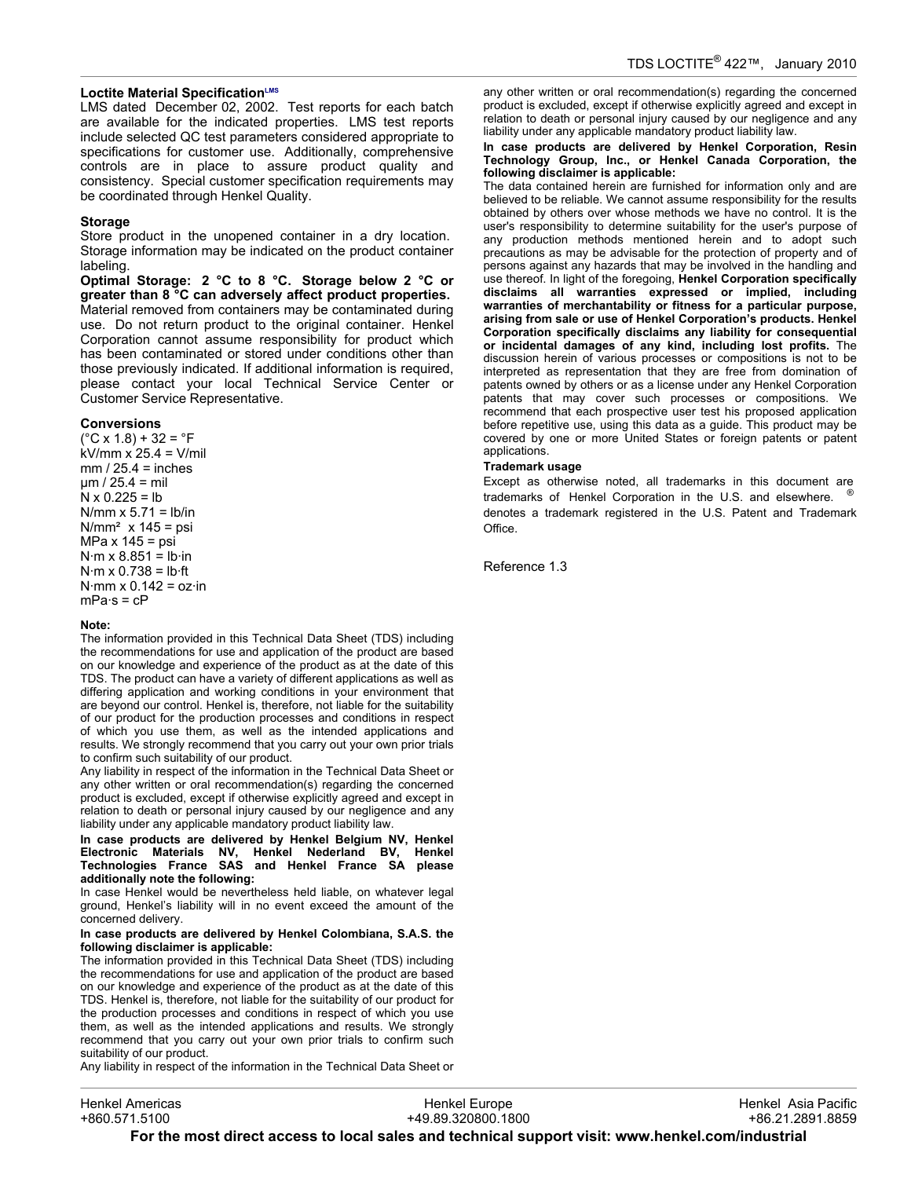### Loctite Material Specification[LMS]

LMS dated December 02, 2002. Test reports for each batch are available for the indicated properties. LMS test reports include selected QC test parameters considered appropriate to specifications for customer use. Additionally, comprehensive controls are in place to assure product quality and consistency. Special customer specification requirements may be coordinated through Henkel Quality.

### Storage

Store product in the unopened container in a dry location. Storage information may be indicated on the product container labeling.

**Optimal Storage: 2 °C to 8 °C. Storage below 2 °C or greater than 8 °C can adversely affect product properties.** Material removed from containers may be contaminated during use. Do not return product to the original container. Henkel Corporation cannot assume responsibility for product which has been contaminated or stored under conditions other than those previously indicated. If additional information is required, please contact your local Technical Service Center or Customer Service Representative.

### Conversions

(°C x 1.8) + 32 = °F
kV/mm x 25.4 = V/mil
mm / 25.4 = inches
µm / 25.4 = mil
N x 0.225 = lb
N/mm x 5.71 = lb/in
N/mm² x 145 = psi
MPa x 145 = psi
N·m x 8.851 = lb·in
N·m x 0.738 = lb·ft
N·mm x 0.142 = oz·in
mPa·s = cP

**Note:**

The information provided in this Technical Data Sheet (TDS) including the recommendations for use and application of the product are based on our knowledge and experience of the product as at the date of this TDS. The product can have a variety of different applications as well as differing application and working conditions in your environment that are beyond our control. Henkel is, therefore, not liable for the suitability of our product for the production processes and conditions in respect of which you use them, as well as the intended applications and results. We strongly recommend that you carry out your own prior trials to confirm such suitability of our product.

Any liability in respect of the information in the Technical Data Sheet or any other written or oral recommendation(s) regarding the concerned product is excluded, except if otherwise explicitly agreed and except in relation to death or personal injury caused by our negligence and any liability under any applicable mandatory product liability law.

**In case products are delivered by Henkel Belgium NV, Henkel Electronic Materials NV, Henkel Nederland BV, Henkel Technologies France SAS and Henkel France SA please additionally note the following:**

In case Henkel would be nevertheless held liable, on whatever legal ground, Henkel's liability will in no event exceed the amount of the concerned delivery.

**In case products are delivered by Henkel Colombiana, S.A.S. the following disclaimer is applicable:**

The information provided in this Technical Data Sheet (TDS) including the recommendations for use and application of the product are based on our knowledge and experience of the product as at the date of this TDS. Henkel is, therefore, not liable for the suitability of our product for the production processes and conditions in respect of which you use them, as well as the intended applications and results. We strongly recommend that you carry out your own prior trials to confirm such suitability of our product.

Any liability in respect of the information in the Technical Data Sheet or any other written or oral recommendation(s) regarding the concerned product is excluded, except if otherwise explicitly agreed and except in relation to death or personal injury caused by our negligence and any liability under any applicable mandatory product liability law.

**In case products are delivered by Henkel Corporation, Resin Technology Group, Inc., or Henkel Canada Corporation, the following disclaimer is applicable:**

The data contained herein are furnished for information only and are believed to be reliable. We cannot assume responsibility for the results obtained by others over whose methods we have no control. It is the user's responsibility to determine suitability for the user's purpose of any production methods mentioned herein and to adopt such precautions as may be advisable for the protection of property and of persons against any hazards that may be involved in the handling and use thereof. In light of the foregoing, **Henkel Corporation specifically disclaims all warranties expressed or implied, including warranties of merchantability or fitness for a particular purpose, arising from sale or use of Henkel Corporation's products. Henkel Corporation specifically disclaims any liability for consequential or incidental damages of any kind, including lost profits.** The discussion herein of various processes or compositions is not to be interpreted as representation that they are free from domination of patents owned by others or as a license under any Henkel Corporation patents that may cover such processes or compositions. We recommend that each prospective user test his proposed application before repetitive use, using this data as a guide. This product may be covered by one or more United States or foreign patents or patent applications.

**Trademark usage**

Except as otherwise noted, all trademarks in this document are trademarks of Henkel Corporation in the U.S. and elsewhere. ® denotes a trademark registered in the U.S. Patent and Trademark Office.

Reference 1.3

Henkel Americas
+860.571.5100

Henkel Europe
+49.89.320800.1800

Henkel Asia Pacific
+86.21.2891.8859

**For the most direct access to local sales and technical support visit: www.henkel.com/industrial**